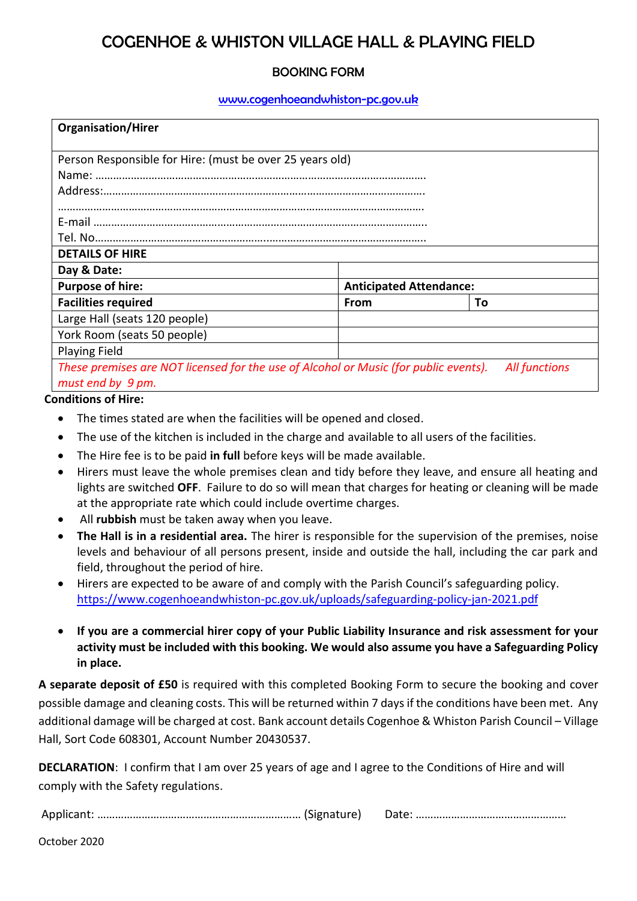# COGENHOE & WHISTON VILLAGE HALL & PLAYING FIELD

## BOOKING FORM

[www.cogenhoeandwhiston-pc.gov.uk](www.cogenhoeandwhiston-pc.gov.uk)

| **Organisation/Hirer** | | |
|---|---|---|
| Person Responsible for Hire: (must be over 25 years old)<br>Name: ………………………………………………………………………………………………<br>Address:……………………………………………………………………………………………<br>……………………………………………………………………………………………………<br>E-mail ………………………………………………………………………………………………<br>Tel. No……………………………………………………………………………………………… | | |
| **DETAILS OF HIRE** | | |
| **Day & Date:** | | |
| **Purpose of hire:** | **Anticipated Attendance:** | |
| **Facilities required** | **From** | **To** |
| Large Hall (seats 120 people) | | |
| York Room (seats 50 people) | | |
| Playing Field | | |
| *These premises are NOT licensed for the use of Alcohol or Music (for public events). All functions must end by 9 pm.* | | |

**Conditions of Hire:**

- The times stated are when the facilities will be opened and closed.
- The use of the kitchen is included in the charge and available to all users of the facilities.
- The Hire fee is to be paid **in full** before keys will be made available.
- Hirers must leave the whole premises clean and tidy before they leave, and ensure all heating and lights are switched **OFF**. Failure to do so will mean that charges for heating or cleaning will be made at the appropriate rate which could include overtime charges.
- All **rubbish** must be taken away when you leave.
- **The Hall is in a residential area.** The hirer is responsible for the supervision of the premises, noise levels and behaviour of all persons present, inside and outside the hall, including the car park and field, throughout the period of hire.
- Hirers are expected to be aware of and comply with the Parish Council's safeguarding policy. https://www.cogenhoeandwhiston-pc.gov.uk/uploads/safeguarding-policy-jan-2021.pdf
- **If you are a commercial hirer copy of your Public Liability Insurance and risk assessment for your activity must be included with this booking. We would also assume you have a Safeguarding Policy in place.**

**A separate deposit of £50** is required with this completed Booking Form to secure the booking and cover possible damage and cleaning costs. This will be returned within 7 days if the conditions have been met. Any additional damage will be charged at cost. Bank account details Cogenhoe & Whiston Parish Council – Village Hall, Sort Code 608301, Account Number 20430537.

**DECLARATION**: I confirm that I am over 25 years of age and I agree to the Conditions of Hire and will comply with the Safety regulations.

Applicant: …………………………………………………………… (Signature) Date: ……………………………………………

October 2020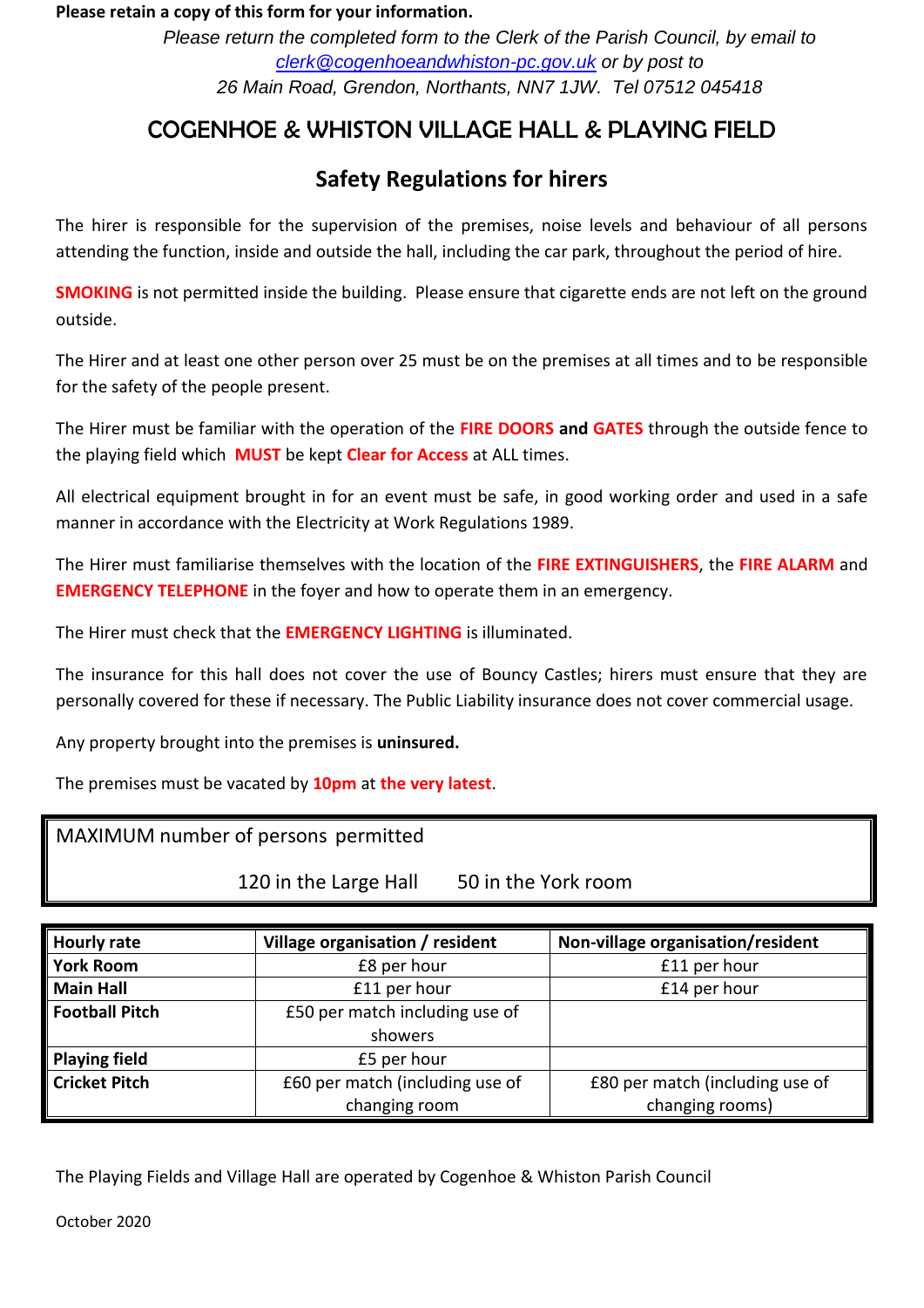**Please retain a copy of this form for your information.**

*Please return the completed form to the Clerk of the Parish Council, by email to [clerk@cogenhoeandwhiston-pc.gov.uk](mailto:clerk@cogenhoeandwhiston-pc.gov.uk) or by post to 26 Main Road, Grendon, Northants, NN7 1JW. Tel 07512 045418*

# COGENHOE & WHISTON VILLAGE HALL & PLAYING FIELD

## Safety Regulations for hirers

The hirer is responsible for the supervision of the premises, noise levels and behaviour of all persons attending the function, inside and outside the hall, including the car park, throughout the period of hire.

**SMOKING** is not permitted inside the building. Please ensure that cigarette ends are not left on the ground outside.

The Hirer and at least one other person over 25 must be on the premises at all times and to be responsible for the safety of the people present.

The Hirer must be familiar with the operation of the **FIRE DOORS and GATES** through the outside fence to the playing field which **MUST** be kept **Clear for Access** at ALL times.

All electrical equipment brought in for an event must be safe, in good working order and used in a safe manner in accordance with the Electricity at Work Regulations 1989.

The Hirer must familiarise themselves with the location of the **FIRE EXTINGUISHERS**, the **FIRE ALARM** and **EMERGENCY TELEPHONE** in the foyer and how to operate them in an emergency.

The Hirer must check that the **EMERGENCY LIGHTING** is illuminated.

The insurance for this hall does not cover the use of Bouncy Castles; hirers must ensure that they are personally covered for these if necessary. The Public Liability insurance does not cover commercial usage.

Any property brought into the premises is **uninsured.**

The premises must be vacated by **10pm** at **the very latest**.

MAXIMUM number of persons permitted

120 in the Large Hall    50 in the York room

| Hourly rate | Village organisation / resident | Non-village organisation/resident |
|---|---|---|
| **York Room** | £8 per hour | £11 per hour |
| **Main Hall** | £11 per hour | £14 per hour |
| **Football Pitch** | £50 per match including use of showers | |
| **Playing field** | £5 per hour | |
| **Cricket Pitch** | £60 per match (including use of changing room | £80 per match (including use of changing rooms) |

The Playing Fields and Village Hall are operated by Cogenhoe & Whiston Parish Council

October 2020